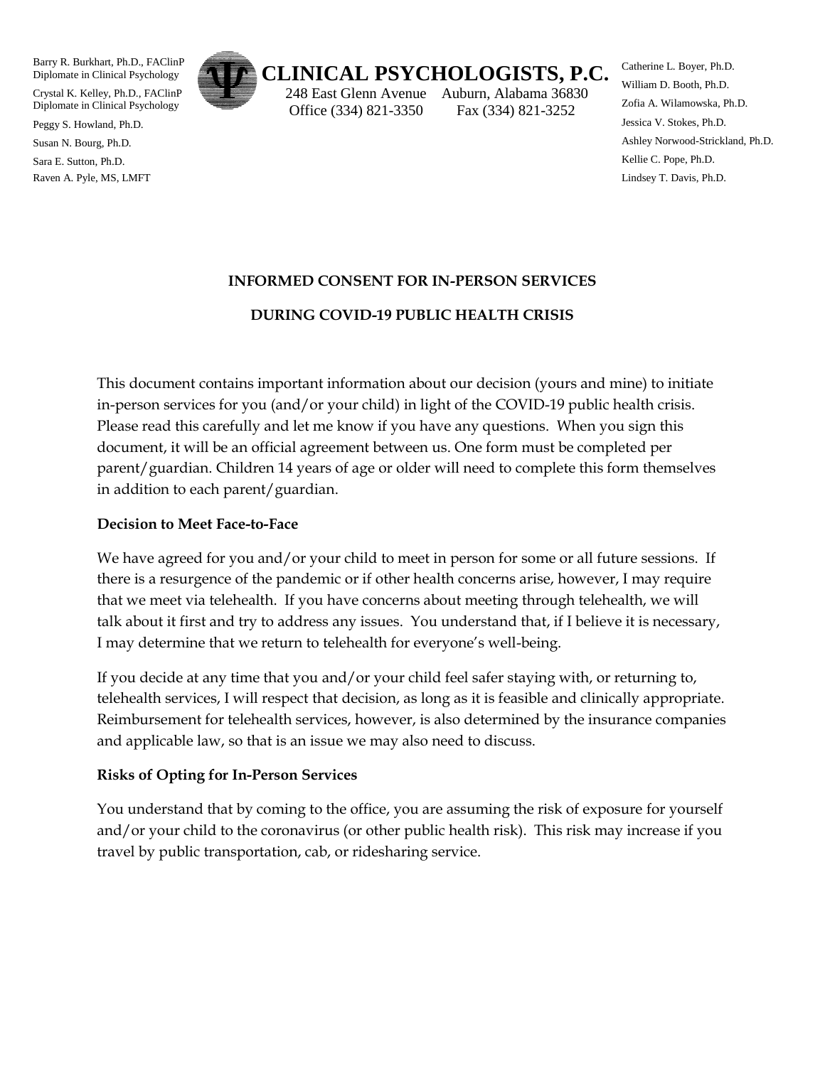Barry R. Burkhart, Ph.D., FAClinP
Diplomate in Clinical Psychology

Crystal K. Kelley, Ph.D., FAClinP
Diplomate in Clinical Psychology

Peggy S. Howland, Ph.D.

Susan N. Bourg, Ph.D.

Sara E. Sutton, Ph.D.

Raven A. Pyle, MS, LMFT

# CLINICAL PSYCHOLOGISTS, P.C.

248 East Glenn Avenue Auburn, Alabama 36830
Office (334) 821-3350 Fax (334) 821-3252

Catherine L. Boyer, Ph.D.

William D. Booth, Ph.D.

Zofia A. Wilamowska, Ph.D.

Jessica V. Stokes, Ph.D.

Ashley Norwood-Strickland, Ph.D.

Kellie C. Pope, Ph.D.

Lindsey T. Davis, Ph.D.

## INFORMED CONSENT FOR IN-PERSON SERVICES

## DURING COVID-19 PUBLIC HEALTH CRISIS

This document contains important information about our decision (yours and mine) to initiate in-person services for you (and/or your child) in light of the COVID-19 public health crisis. Please read this carefully and let me know if you have any questions. When you sign this document, it will be an official agreement between us. One form must be completed per parent/guardian. Children 14 years of age or older will need to complete this form themselves in addition to each parent/guardian.

**Decision to Meet Face-to-Face**

We have agreed for you and/or your child to meet in person for some or all future sessions. If there is a resurgence of the pandemic or if other health concerns arise, however, I may require that we meet via telehealth. If you have concerns about meeting through telehealth, we will talk about it first and try to address any issues. You understand that, if I believe it is necessary, I may determine that we return to telehealth for everyone's well-being.

If you decide at any time that you and/or your child feel safer staying with, or returning to, telehealth services, I will respect that decision, as long as it is feasible and clinically appropriate. Reimbursement for telehealth services, however, is also determined by the insurance companies and applicable law, so that is an issue we may also need to discuss.

**Risks of Opting for In-Person Services**

You understand that by coming to the office, you are assuming the risk of exposure for yourself and/or your child to the coronavirus (or other public health risk). This risk may increase if you travel by public transportation, cab, or ridesharing service.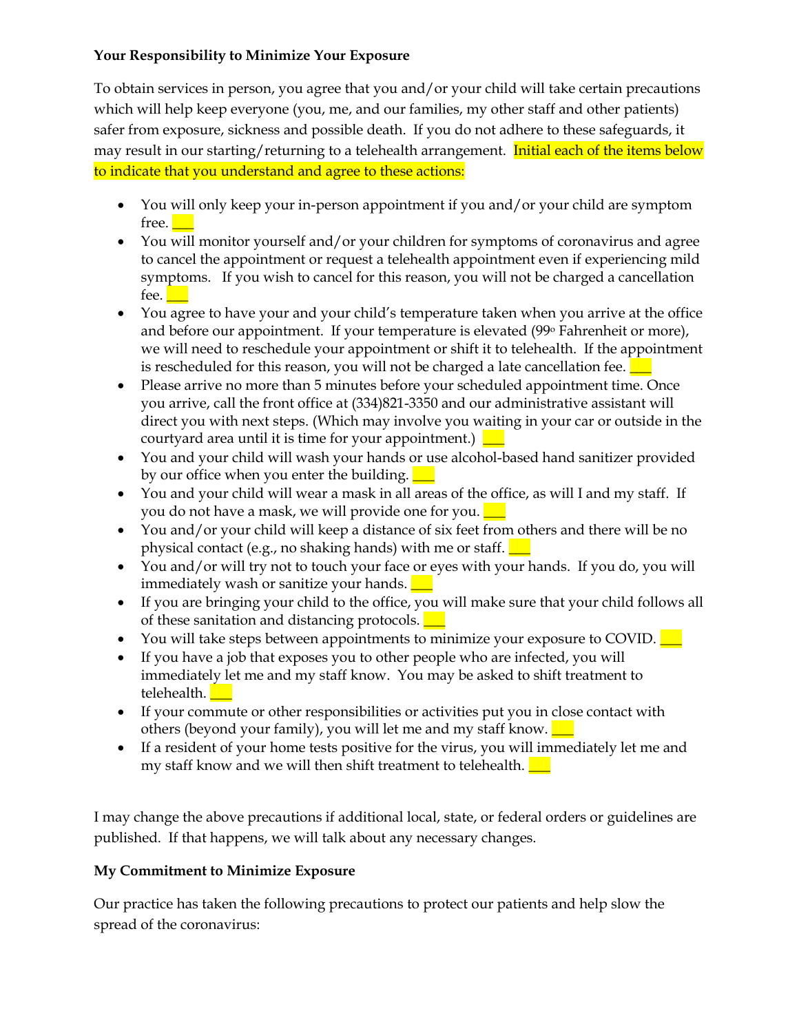**Your Responsibility to Minimize Your Exposure**

To obtain services in person, you agree that you and/or your child will take certain precautions which will help keep everyone (you, me, and our families, my other staff and other patients) safer from exposure, sickness and possible death. If you do not adhere to these safeguards, it may result in our starting/returning to a telehealth arrangement. Initial each of the items below to indicate that you understand and agree to these actions:

- You will only keep your in-person appointment if you and/or your child are symptom free. ___
- You will monitor yourself and/or your children for symptoms of coronavirus and agree to cancel the appointment or request a telehealth appointment even if experiencing mild symptoms. If you wish to cancel for this reason, you will not be charged a cancellation fee. ___
- You agree to have your and your child's temperature taken when you arrive at the office and before our appointment. If your temperature is elevated (99º Fahrenheit or more), we will need to reschedule your appointment or shift it to telehealth. If the appointment is rescheduled for this reason, you will not be charged a late cancellation fee. ___
- Please arrive no more than 5 minutes before your scheduled appointment time. Once you arrive, call the front office at (334)821-3350 and our administrative assistant will direct you with next steps. (Which may involve you waiting in your car or outside in the courtyard area until it is time for your appointment.) ___
- You and your child will wash your hands or use alcohol-based hand sanitizer provided by our office when you enter the building. ___
- You and your child will wear a mask in all areas of the office, as will I and my staff. If you do not have a mask, we will provide one for you. ___
- You and/or your child will keep a distance of six feet from others and there will be no physical contact (e.g., no shaking hands) with me or staff. ___
- You and/or will try not to touch your face or eyes with your hands. If you do, you will immediately wash or sanitize your hands. ___
- If you are bringing your child to the office, you will make sure that your child follows all of these sanitation and distancing protocols. ___
- You will take steps between appointments to minimize your exposure to COVID. ___
- If you have a job that exposes you to other people who are infected, you will immediately let me and my staff know. You may be asked to shift treatment to telehealth. ___
- If your commute or other responsibilities or activities put you in close contact with others (beyond your family), you will let me and my staff know. ___
- If a resident of your home tests positive for the virus, you will immediately let me and my staff know and we will then shift treatment to telehealth. ___

I may change the above precautions if additional local, state, or federal orders or guidelines are published. If that happens, we will talk about any necessary changes.

**My Commitment to Minimize Exposure**

Our practice has taken the following precautions to protect our patients and help slow the spread of the coronavirus: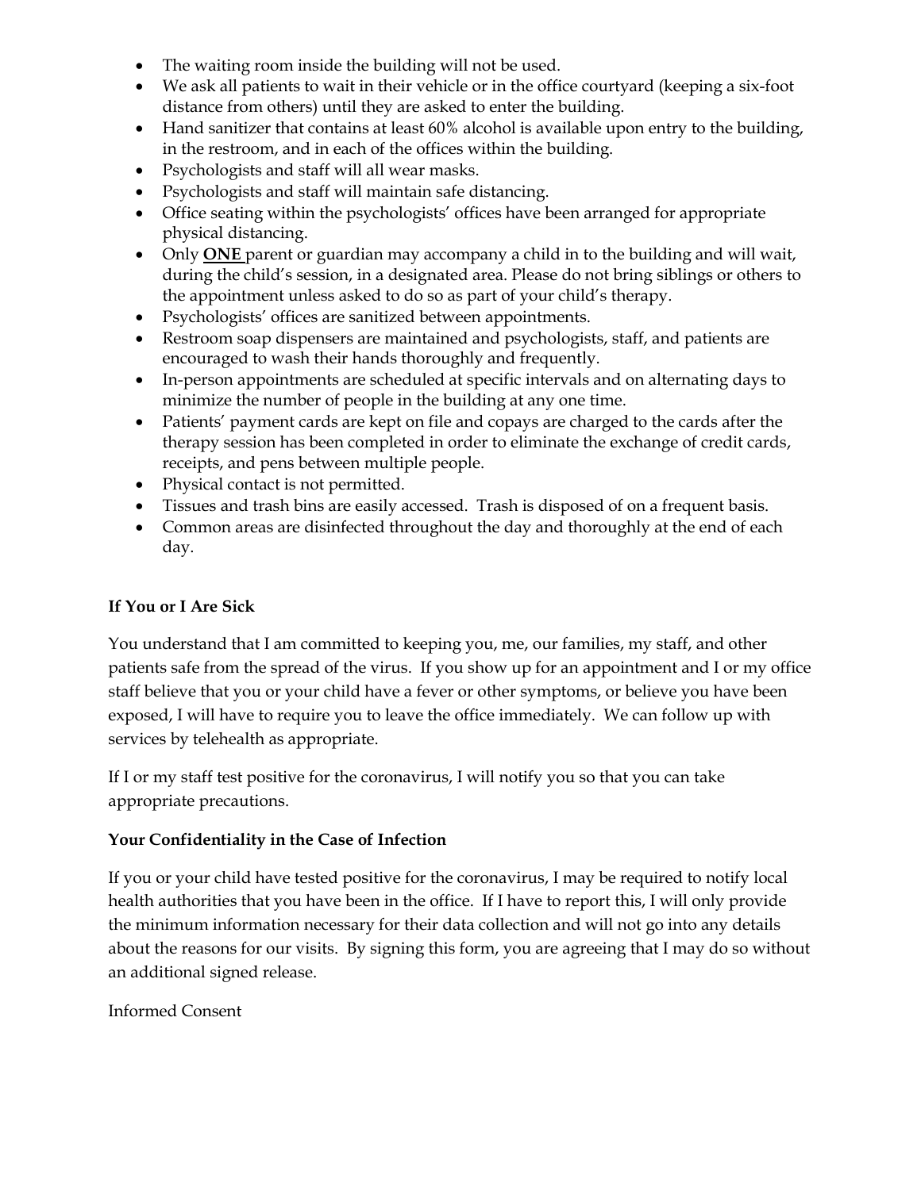- The waiting room inside the building will not be used.
- We ask all patients to wait in their vehicle or in the office courtyard (keeping a six-foot distance from others) until they are asked to enter the building.
- Hand sanitizer that contains at least 60% alcohol is available upon entry to the building, in the restroom, and in each of the offices within the building.
- Psychologists and staff will all wear masks.
- Psychologists and staff will maintain safe distancing.
- Office seating within the psychologists' offices have been arranged for appropriate physical distancing.
- Only **ONE** parent or guardian may accompany a child in to the building and will wait, during the child's session, in a designated area. Please do not bring siblings or others to the appointment unless asked to do so as part of your child's therapy.
- Psychologists' offices are sanitized between appointments.
- Restroom soap dispensers are maintained and psychologists, staff, and patients are encouraged to wash their hands thoroughly and frequently.
- In-person appointments are scheduled at specific intervals and on alternating days to minimize the number of people in the building at any one time.
- Patients' payment cards are kept on file and copays are charged to the cards after the therapy session has been completed in order to eliminate the exchange of credit cards, receipts, and pens between multiple people.
- Physical contact is not permitted.
- Tissues and trash bins are easily accessed. Trash is disposed of on a frequent basis.
- Common areas are disinfected throughout the day and thoroughly at the end of each day.

**If You or I Are Sick**

You understand that I am committed to keeping you, me, our families, my staff, and other patients safe from the spread of the virus. If you show up for an appointment and I or my office staff believe that you or your child have a fever or other symptoms, or believe you have been exposed, I will have to require you to leave the office immediately. We can follow up with services by telehealth as appropriate.

If I or my staff test positive for the coronavirus, I will notify you so that you can take appropriate precautions.

**Your Confidentiality in the Case of Infection**

If you or your child have tested positive for the coronavirus, I may be required to notify local health authorities that you have been in the office. If I have to report this, I will only provide the minimum information necessary for their data collection and will not go into any details about the reasons for our visits. By signing this form, you are agreeing that I may do so without an additional signed release.

Informed Consent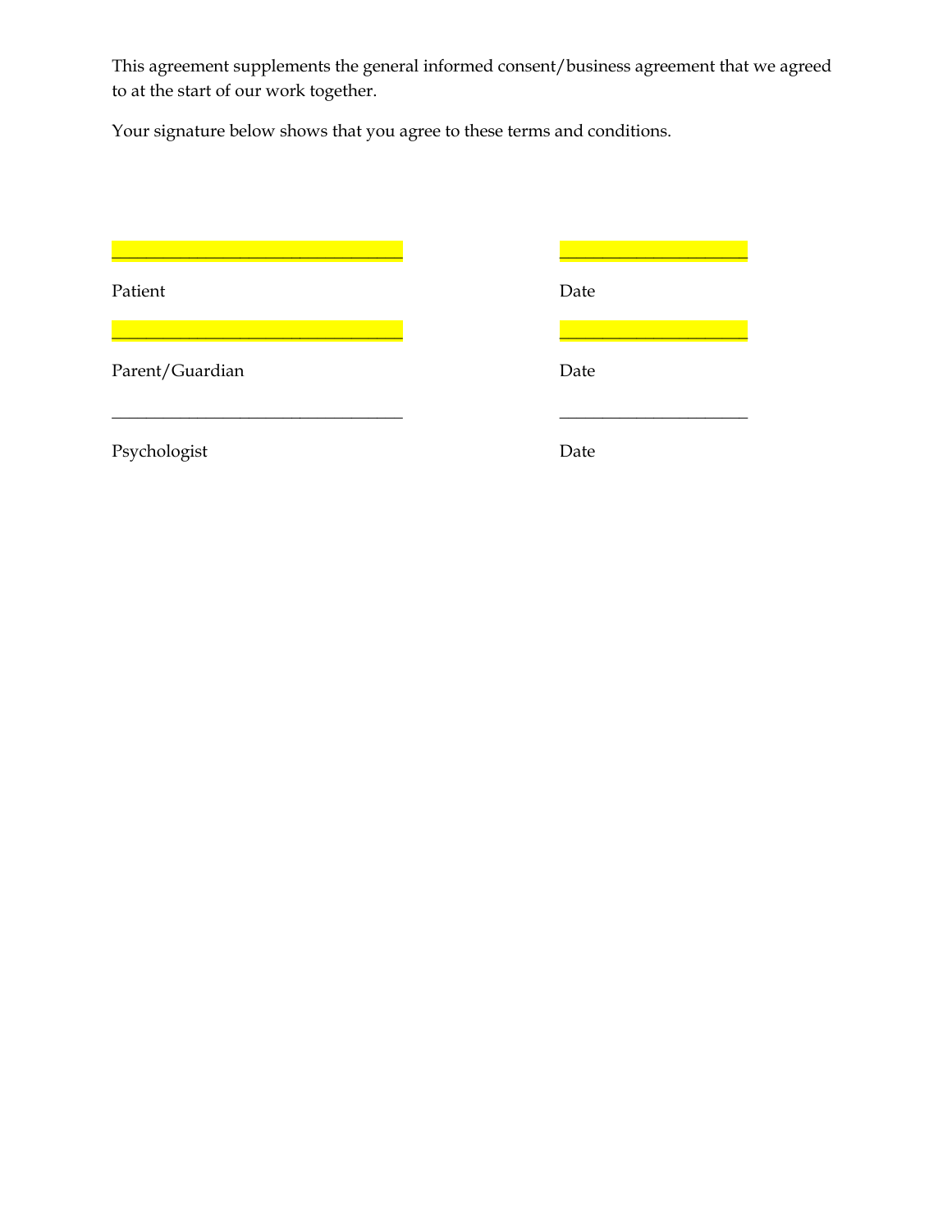This agreement supplements the general informed consent/business agreement that we agreed to at the start of our work together.

Your signature below shows that you agree to these terms and conditions.

| | |
|---|---|
| ______________________________ | ____________________ |
| Patient | Date |
| ______________________________ | ____________________ |
| Parent/Guardian | Date |
| ______________________________ | ____________________ |
| Psychologist | Date |